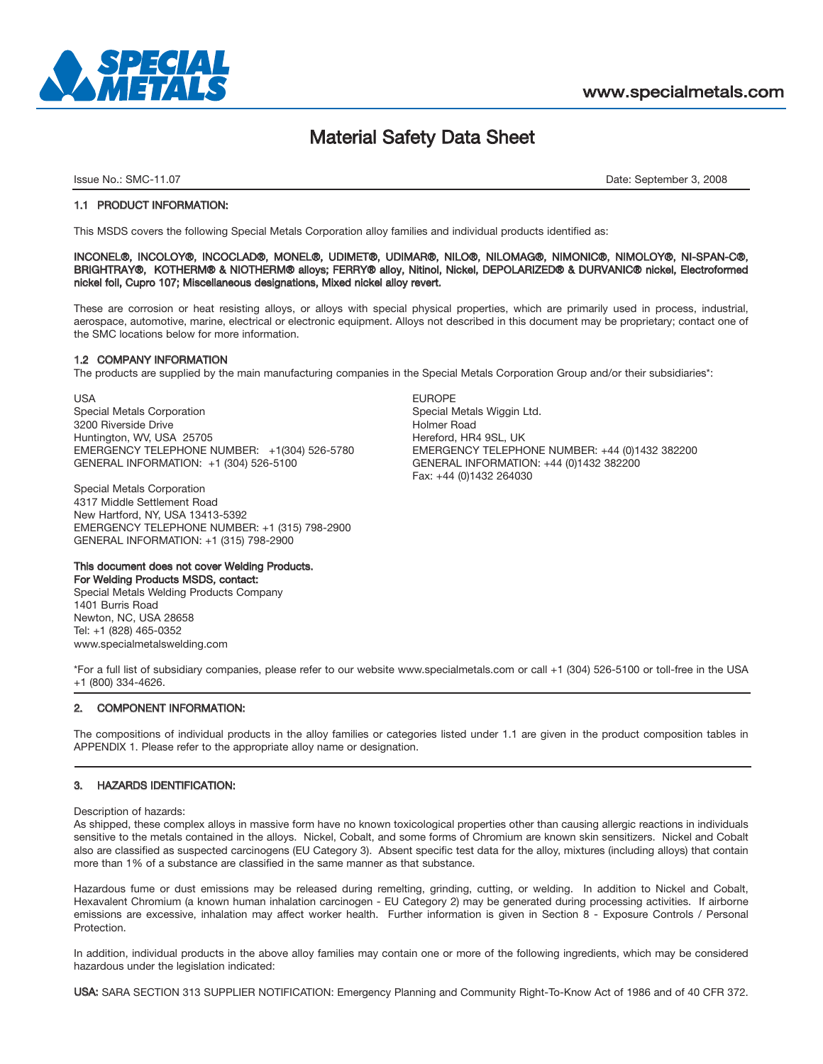# Material Safety Data Sheet

Issue No.: SMC-11.07 Date: September 3, 2008

## 1.1 PRODUCT INFORMATION:

This MSDS covers the following Special Metals Corporation alloy families and individual products identified as:

**INCONEL®, INCOLOY®, INCOCLAD®, MONEL®, UDIMET®, UDIMAR®, NILO®, NILOMAG®, NIMONIC®, NIMOLOY®, NI-SPAN-C®, BRIGHTRAY®, KOTHERM® & NIOTHERM® alloys; FERRY® alloy, Nitinol, Nickel, DEPOLARIZED® & DURVANIC® nickel, Electroformed nickel foil, Cupro 107; Miscellaneous designations, Mixed nickel alloy revert.**

These are corrosion or heat resisting alloys, or alloys with special physical properties, which are primarily used in process, industrial, aerospace, automotive, marine, electrical or electronic equipment. Alloys not described in this document may be proprietary; contact one of the SMC locations below for more information.

## 1.2 COMPANY INFORMATION

The products are supplied by the main manufacturing companies in the Special Metals Corporation Group and/or their subsidiaries*:

USA
Special Metals Corporation
3200 Riverside Drive
Huntington, WV, USA 25705
EMERGENCY TELEPHONE NUMBER: +1(304) 526-5780
GENERAL INFORMATION: +1 (304) 526-5100

Special Metals Corporation
4317 Middle Settlement Road
New Hartford, NY, USA 13413-5392
EMERGENCY TELEPHONE NUMBER: +1 (315) 798-2900
GENERAL INFORMATION: +1 (315) 798-2900

EUROPE
Special Metals Wiggin Ltd.
Holmer Road
Hereford, HR4 9SL, UK
EMERGENCY TELEPHONE NUMBER: +44 (0)1432 382200
GENERAL INFORMATION: +44 (0)1432 382200
Fax: +44 (0)1432 264030

**This document does not cover Welding Products.**
**For Welding Products MSDS, contact:**
Special Metals Welding Products Company
1401 Burris Road
Newton, NC, USA 28658
Tel: +1 (828) 465-0352
www.specialmetalswelding.com

*For a full list of subsidiary companies, please refer to our website www.specialmetals.com or call +1 (304) 526-5100 or toll-free in the USA +1 (800) 334-4626.

## 2. COMPONENT INFORMATION:

The compositions of individual products in the alloy families or categories listed under 1.1 are given in the product composition tables in APPENDIX 1. Please refer to the appropriate alloy name or designation.

## 3. HAZARDS IDENTIFICATION:

Description of hazards:
As shipped, these complex alloys in massive form have no known toxicological properties other than causing allergic reactions in individuals sensitive to the metals contained in the alloys. Nickel, Cobalt, and some forms of Chromium are known skin sensitizers. Nickel and Cobalt also are classified as suspected carcinogens (EU Category 3). Absent specific test data for the alloy, mixtures (including alloys) that contain more than 1% of a substance are classified in the same manner as that substance.

Hazardous fume or dust emissions may be released during remelting, grinding, cutting, or welding. In addition to Nickel and Cobalt, Hexavalent Chromium (a known human inhalation carcinogen - EU Category 2) may be generated during processing activities. If airborne emissions are excessive, inhalation may affect worker health. Further information is given in Section 8 - Exposure Controls / Personal Protection.

In addition, individual products in the above alloy families may contain one or more of the following ingredients, which may be considered hazardous under the legislation indicated:

**USA:** SARA SECTION 313 SUPPLIER NOTIFICATION: Emergency Planning and Community Right-To-Know Act of 1986 and of 40 CFR 372.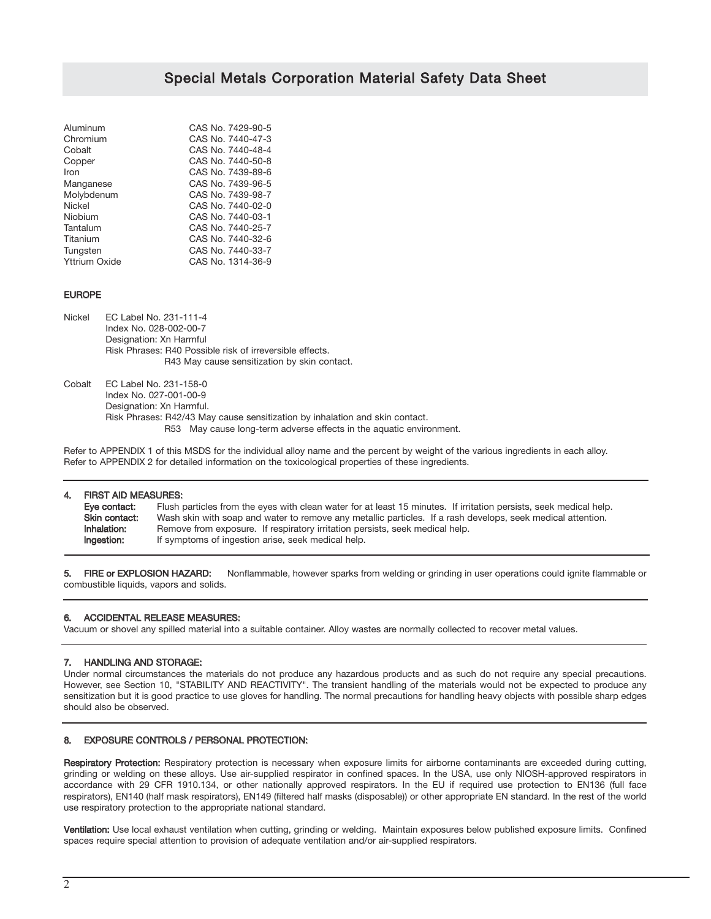## Special Metals Corporation Material Safety Data Sheet

| | |
|---|---|
| Aluminum | CAS No. 7429-90-5 |
| Chromium | CAS No. 7440-47-3 |
| Cobalt | CAS No. 7440-48-4 |
| Copper | CAS No. 7440-50-8 |
| Iron | CAS No. 7439-89-6 |
| Manganese | CAS No. 7439-96-5 |
| Molybdenum | CAS No. 7439-98-7 |
| Nickel | CAS No. 7440-02-0 |
| Niobium | CAS No. 7440-03-1 |
| Tantalum | CAS No. 7440-25-7 |
| Titanium | CAS No. 7440-32-6 |
| Tungsten | CAS No. 7440-33-7 |
| Yttrium Oxide | CAS No. 1314-36-9 |

**EUROPE**

Nickel
- EC Label No. 231-111-4
- Index No. 028-002-00-7
- Designation: Xn Harmful
- Risk Phrases: R40 Possible risk of irreversible effects.
  R43 May cause sensitization by skin contact.

Cobalt
- EC Label No. 231-158-0
- Index No. 027-001-00-9
- Designation: Xn Harmful.
- Risk Phrases: R42/43 May cause sensitization by inhalation and skin contact.
  R53 May cause long-term adverse effects in the aquatic environment.

Refer to APPENDIX 1 of this MSDS for the individual alloy name and the percent by weight of the various ingredients in each alloy. Refer to APPENDIX 2 for detailed information on the toxicological properties of these ingredients.

### 4. FIRST AID MEASURES:

**Eye contact:** Flush particles from the eyes with clean water for at least 15 minutes. If irritation persists, seek medical help.
**Skin contact:** Wash skin with soap and water to remove any metallic particles. If a rash develops, seek medical attention.
**Inhalation:** Remove from exposure. If respiratory irritation persists, seek medical help.
**Ingestion:** If symptoms of ingestion arise, seek medical help.

### 5. FIRE or EXPLOSION HAZARD:

Nonflammable, however sparks from welding or grinding in user operations could ignite flammable or combustible liquids, vapors and solids.

### 6. ACCIDENTAL RELEASE MEASURES:

Vacuum or shovel any spilled material into a suitable container. Alloy wastes are normally collected to recover metal values.

### 7. HANDLING AND STORAGE:

Under normal circumstances the materials do not produce any hazardous products and as such do not require any special precautions. However, see Section 10, "STABILITY AND REACTIVITY". The transient handling of the materials would not be expected to produce any sensitization but it is good practice to use gloves for handling. The normal precautions for handling heavy objects with possible sharp edges should also be observed.

### 8. EXPOSURE CONTROLS / PERSONAL PROTECTION:

**Respiratory Protection:** Respiratory protection is necessary when exposure limits for airborne contaminants are exceeded during cutting, grinding or welding on these alloys. Use air-supplied respirator in confined spaces. In the USA, use only NIOSH-approved respirators in accordance with 29 CFR 1910.134, or other nationally approved respirators. In the EU if required use protection to EN136 (full face respirators), EN140 (half mask respirators), EN149 (filtered half masks (disposable)) or other appropriate EN standard. In the rest of the world use respiratory protection to the appropriate national standard.

**Ventilation:** Use local exhaust ventilation when cutting, grinding or welding. Maintain exposures below published exposure limits. Confined spaces require special attention to provision of adequate ventilation and/or air-supplied respirators.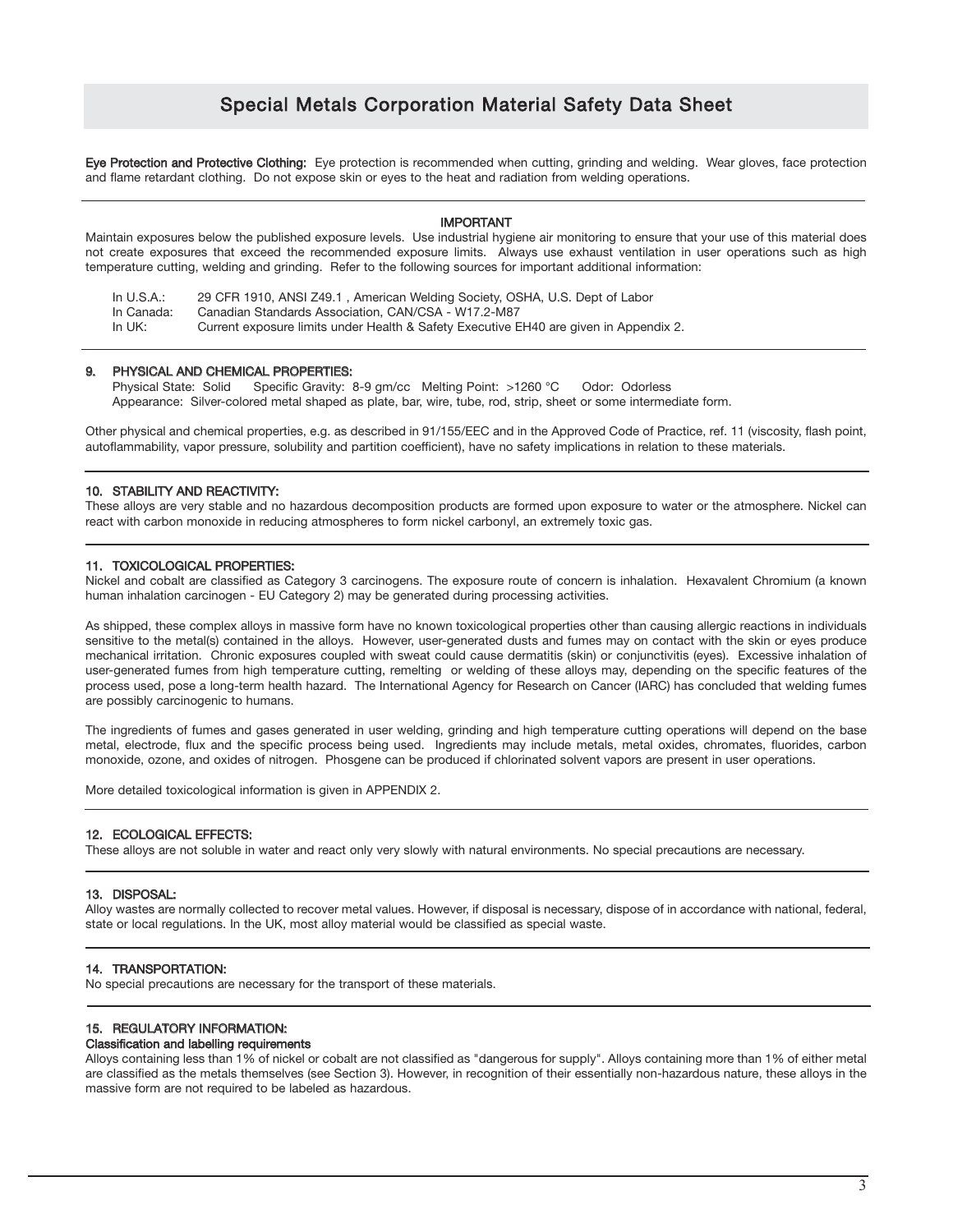# Special Metals Corporation Material Safety Data Sheet

**Eye Protection and Protective Clothing:** Eye protection is recommended when cutting, grinding and welding. Wear gloves, face protection and flame retardant clothing. Do not expose skin or eyes to the heat and radiation from welding operations.

**IMPORTANT**

Maintain exposures below the published exposure levels. Use industrial hygiene air monitoring to ensure that your use of this material does not create exposures that exceed the recommended exposure limits. Always use exhaust ventilation in user operations such as high temperature cutting, welding and grinding. Refer to the following sources for important additional information:

| | |
|---|---|
| In U.S.A.: | 29 CFR 1910, ANSI Z49.1 , American Welding Society, OSHA, U.S. Dept of Labor |
| In Canada: | Canadian Standards Association, CAN/CSA - W17.2-M87 |
| In UK: | Current exposure limits under Health & Safety Executive EH40 are given in Appendix 2. |

## 9. PHYSICAL AND CHEMICAL PROPERTIES:

Physical State: Solid   Specific Gravity: 8-9 gm/cc   Melting Point: >1260 °C   Odor: Odorless
Appearance: Silver-colored metal shaped as plate, bar, wire, tube, rod, strip, sheet or some intermediate form.

Other physical and chemical properties, e.g. as described in 91/155/EEC and in the Approved Code of Practice, ref. 11 (viscosity, flash point, autoflammability, vapor pressure, solubility and partition coefficient), have no safety implications in relation to these materials.

## 10. STABILITY AND REACTIVITY:

These alloys are very stable and no hazardous decomposition products are formed upon exposure to water or the atmosphere. Nickel can react with carbon monoxide in reducing atmospheres to form nickel carbonyl, an extremely toxic gas.

## 11. TOXICOLOGICAL PROPERTIES:

Nickel and cobalt are classified as Category 3 carcinogens. The exposure route of concern is inhalation. Hexavalent Chromium (a known human inhalation carcinogen - EU Category 2) may be generated during processing activities.

As shipped, these complex alloys in massive form have no known toxicological properties other than causing allergic reactions in individuals sensitive to the metal(s) contained in the alloys. However, user-generated dusts and fumes may on contact with the skin or eyes produce mechanical irritation. Chronic exposures coupled with sweat could cause dermatitis (skin) or conjunctivitis (eyes). Excessive inhalation of user-generated fumes from high temperature cutting, remelting or welding of these alloys may, depending on the specific features of the process used, pose a long-term health hazard. The International Agency for Research on Cancer (IARC) has concluded that welding fumes are possibly carcinogenic to humans.

The ingredients of fumes and gases generated in user welding, grinding and high temperature cutting operations will depend on the base metal, electrode, flux and the specific process being used. Ingredients may include metals, metal oxides, chromates, fluorides, carbon monoxide, ozone, and oxides of nitrogen. Phosgene can be produced if chlorinated solvent vapors are present in user operations.

More detailed toxicological information is given in APPENDIX 2.

## 12. ECOLOGICAL EFFECTS:

These alloys are not soluble in water and react only very slowly with natural environments. No special precautions are necessary.

## 13. DISPOSAL:

Alloy wastes are normally collected to recover metal values. However, if disposal is necessary, dispose of in accordance with national, federal, state or local regulations. In the UK, most alloy material would be classified as special waste.

## 14. TRANSPORTATION:

No special precautions are necessary for the transport of these materials.

## 15. REGULATORY INFORMATION:

**Classification and labelling requirements**

Alloys containing less than 1% of nickel or cobalt are not classified as "dangerous for supply". Alloys containing more than 1% of either metal are classified as the metals themselves (see Section 3). However, in recognition of their essentially non-hazardous nature, these alloys in the massive form are not required to be labeled as hazardous.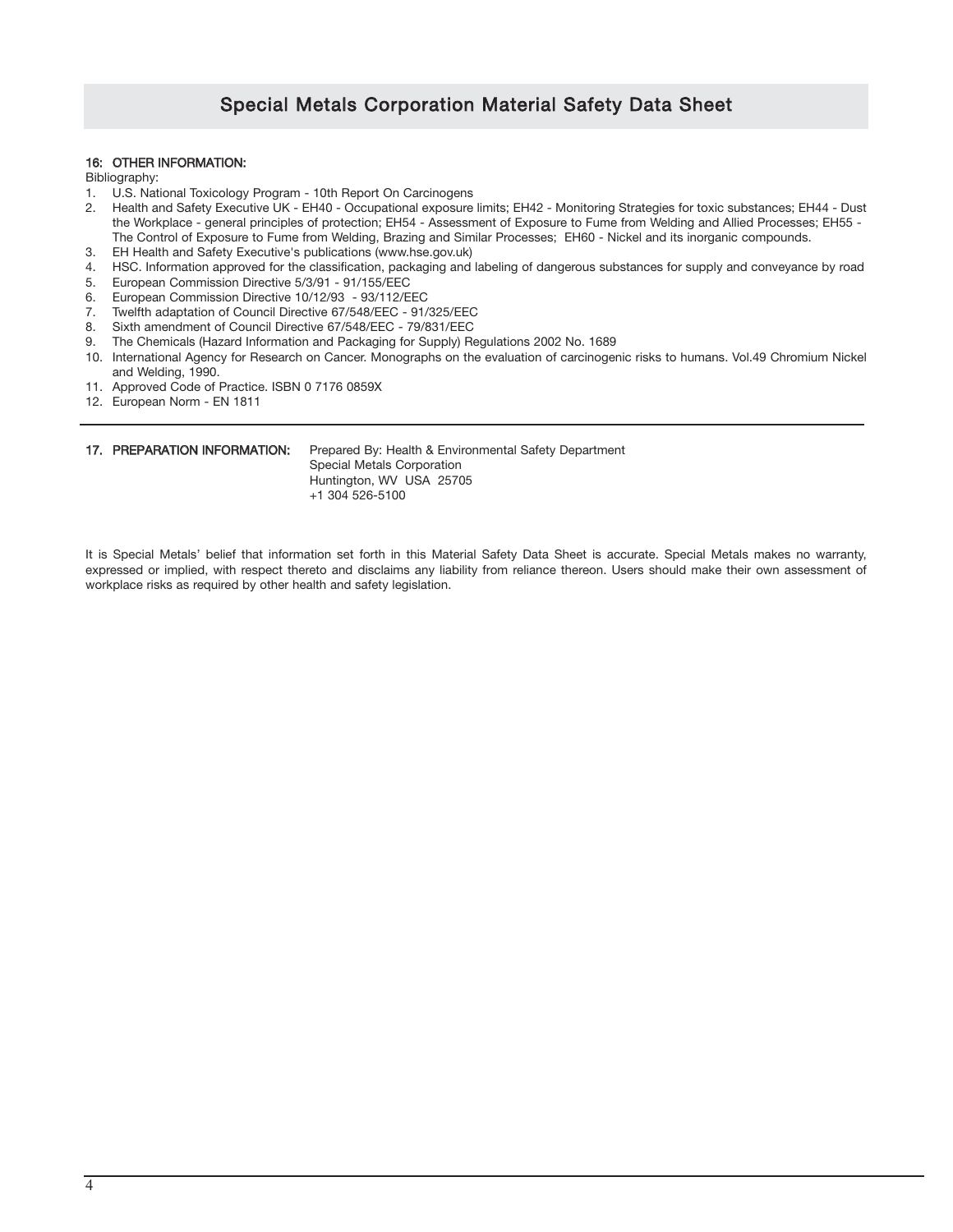# Special Metals Corporation Material Safety Data Sheet

## 16: OTHER INFORMATION:

Bibliography:

1. U.S. National Toxicology Program - 10th Report On Carcinogens
2. Health and Safety Executive UK - EH40 - Occupational exposure limits; EH42 - Monitoring Strategies for toxic substances; EH44 - Dust the Workplace - general principles of protection; EH54 - Assessment of Exposure to Fume from Welding and Allied Processes; EH55 - The Control of Exposure to Fume from Welding, Brazing and Similar Processes; EH60 - Nickel and its inorganic compounds.
3. EH Health and Safety Executive's publications (www.hse.gov.uk)
4. HSC. Information approved for the classification, packaging and labeling of dangerous substances for supply and conveyance by road
5. European Commission Directive 5/3/91 - 91/155/EEC
6. European Commission Directive 10/12/93 - 93/112/EEC
7. Twelfth adaptation of Council Directive 67/548/EEC - 91/325/EEC
8. Sixth amendment of Council Directive 67/548/EEC - 79/831/EEC
9. The Chemicals (Hazard Information and Packaging for Supply) Regulations 2002 No. 1689
10. International Agency for Research on Cancer. Monographs on the evaluation of carcinogenic risks to humans. Vol.49 Chromium Nickel and Welding, 1990.
11. Approved Code of Practice. ISBN 0 7176 0859X
12. European Norm - EN 1811

---

## 17. PREPARATION INFORMATION:

Prepared By: Health & Environmental Safety Department
Special Metals Corporation
Huntington, WV USA 25705
+1 304 526-5100

It is Special Metals' belief that information set forth in this Material Safety Data Sheet is accurate. Special Metals makes no warranty, expressed or implied, with respect thereto and disclaims any liability from reliance thereon. Users should make their own assessment of workplace risks as required by other health and safety legislation.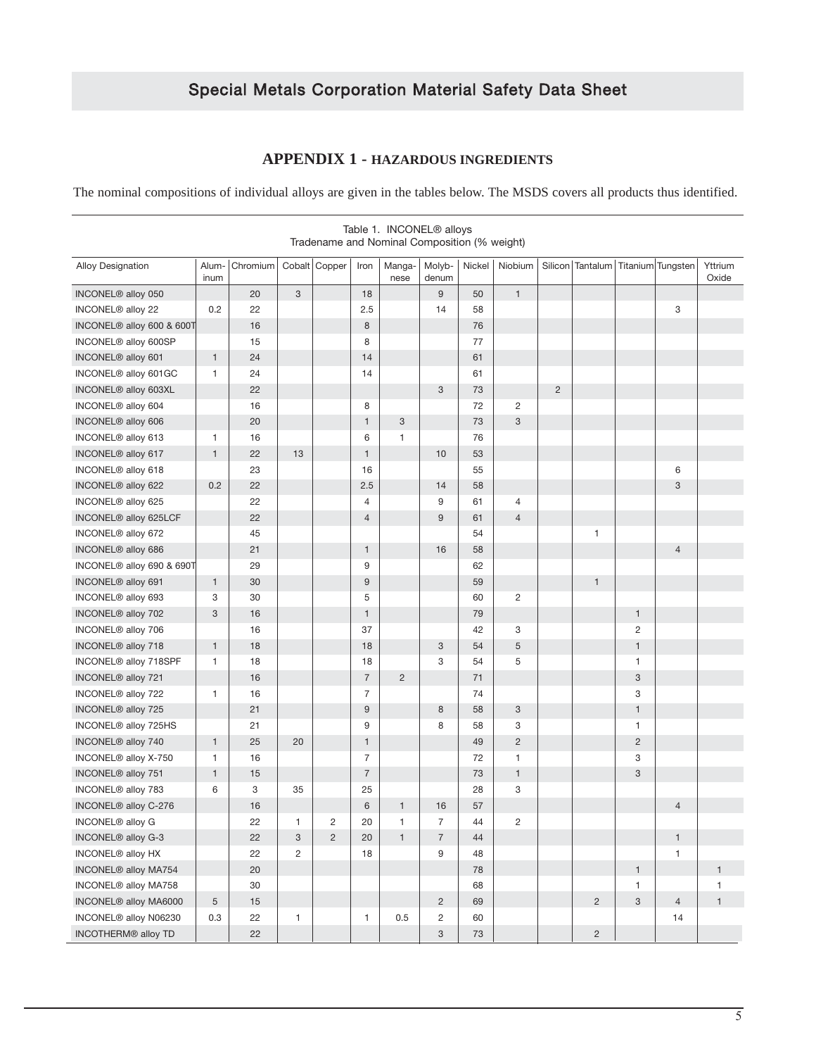# APPENDIX 1 - HAZARDOUS INGREDIENTS

The nominal compositions of individual alloys are given in the tables below. The MSDS covers all products thus identified.

Table 1. INCONEL® alloys
Tradename and Nominal Composition (% weight)

| Alloy Designation | Alum-inum | Chromium | Cobalt | Copper | Iron | Manga-nese | Molyb-denum | Nickel | Niobium | Silicon | Tantalum | Titanium | Tungsten | Yttrium Oxide |
|---|---|---|---|---|---|---|---|---|---|---|---|---|---|---|
| INCONEL® alloy 050 | | 20 | 3 | | 18 | | 9 | 50 | 1 | | | | | |
| INCONEL® alloy 22 | 0.2 | 22 | | | 2.5 | | 14 | 58 | | | | | 3 | |
| INCONEL® alloy 600 & 600T | | 16 | | | 8 | | | 76 | | | | | | |
| INCONEL® alloy 600SP | | 15 | | | 8 | | | 77 | | | | | | |
| INCONEL® alloy 601 | 1 | 24 | | | 14 | | | 61 | | | | | | |
| INCONEL® alloy 601GC | 1 | 24 | | | 14 | | | 61 | | | | | | |
| INCONEL® alloy 603XL | | 22 | | | | | 3 | 73 | | 2 | | | | |
| INCONEL® alloy 604 | | 16 | | | 8 | | | 72 | 2 | | | | | |
| INCONEL® alloy 606 | | 20 | | | 1 | 3 | | 73 | 3 | | | | | |
| INCONEL® alloy 613 | 1 | 16 | | | 6 | 1 | | 76 | | | | | | |
| INCONEL® alloy 617 | 1 | 22 | 13 | | 1 | | 10 | 53 | | | | | | |
| INCONEL® alloy 618 | | 23 | | | 16 | | | 55 | | | | | 6 | |
| INCONEL® alloy 622 | 0.2 | 22 | | | 2.5 | | 14 | 58 | | | | | 3 | |
| INCONEL® alloy 625 | | 22 | | | 4 | | 9 | 61 | 4 | | | | | |
| INCONEL® alloy 625LCF | | 22 | | | 4 | | 9 | 61 | 4 | | | | | |
| INCONEL® alloy 672 | | 45 | | | | | | 54 | | | 1 | | | |
| INCONEL® alloy 686 | | 21 | | | 1 | | 16 | 58 | | | | | 4 | |
| INCONEL® alloy 690 & 690T | | 29 | | | 9 | | | 62 | | | | | | |
| INCONEL® alloy 691 | 1 | 30 | | | 9 | | | 59 | | | 1 | | | |
| INCONEL® alloy 693 | 3 | 30 | | | 5 | | | 60 | 2 | | | | | |
| INCONEL® alloy 702 | 3 | 16 | | | 1 | | | 79 | | | | 1 | | |
| INCONEL® alloy 706 | | 16 | | | 37 | | | 42 | 3 | | | 2 | | |
| INCONEL® alloy 718 | 1 | 18 | | | 18 | | 3 | 54 | 5 | | | 1 | | |
| INCONEL® alloy 718SPF | 1 | 18 | | | 18 | | 3 | 54 | 5 | | | 1 | | |
| INCONEL® alloy 721 | | 16 | | | 7 | 2 | | 71 | | | | 3 | | |
| INCONEL® alloy 722 | 1 | 16 | | | 7 | | | 74 | | | | 3 | | |
| INCONEL® alloy 725 | | 21 | | | 9 | | 8 | 58 | 3 | | | 1 | | |
| INCONEL® alloy 725HS | | 21 | | | 9 | | 8 | 58 | 3 | | | 1 | | |
| INCONEL® alloy 740 | 1 | 25 | 20 | | 1 | | | 49 | 2 | | | 2 | | |
| INCONEL® alloy X-750 | 1 | 16 | | | 7 | | | 72 | 1 | | | 3 | | |
| INCONEL® alloy 751 | 1 | 15 | | | 7 | | | 73 | 1 | | | 3 | | |
| INCONEL® alloy 783 | 6 | 3 | 35 | | 25 | | | 28 | 3 | | | | | |
| INCONEL® alloy C-276 | | 16 | | | 6 | 1 | 16 | 57 | | | | | 4 | |
| INCONEL® alloy G | | 22 | 1 | 2 | 20 | 1 | 7 | 44 | 2 | | | | | |
| INCONEL® alloy G-3 | | 22 | 3 | 2 | 20 | 1 | 7 | 44 | | | | | 1 | |
| INCONEL® alloy HX | | 22 | 2 | | 18 | | 9 | 48 | | | | | 1 | |
| INCONEL® alloy MA754 | | 20 | | | | | | 78 | | | | 1 | | 1 |
| INCONEL® alloy MA758 | | 30 | | | | | | 68 | | | | 1 | | 1 |
| INCONEL® alloy MA6000 | 5 | 15 | | | | | 2 | 69 | | | 2 | 3 | 4 | 1 |
| INCONEL® alloy N06230 | 0.3 | 22 | 1 | | 1 | 0.5 | 2 | 60 | | | | | 14 | |
| INCOTHERM® alloy TD | | 22 | | | | | 3 | 73 | | | 2 | | | |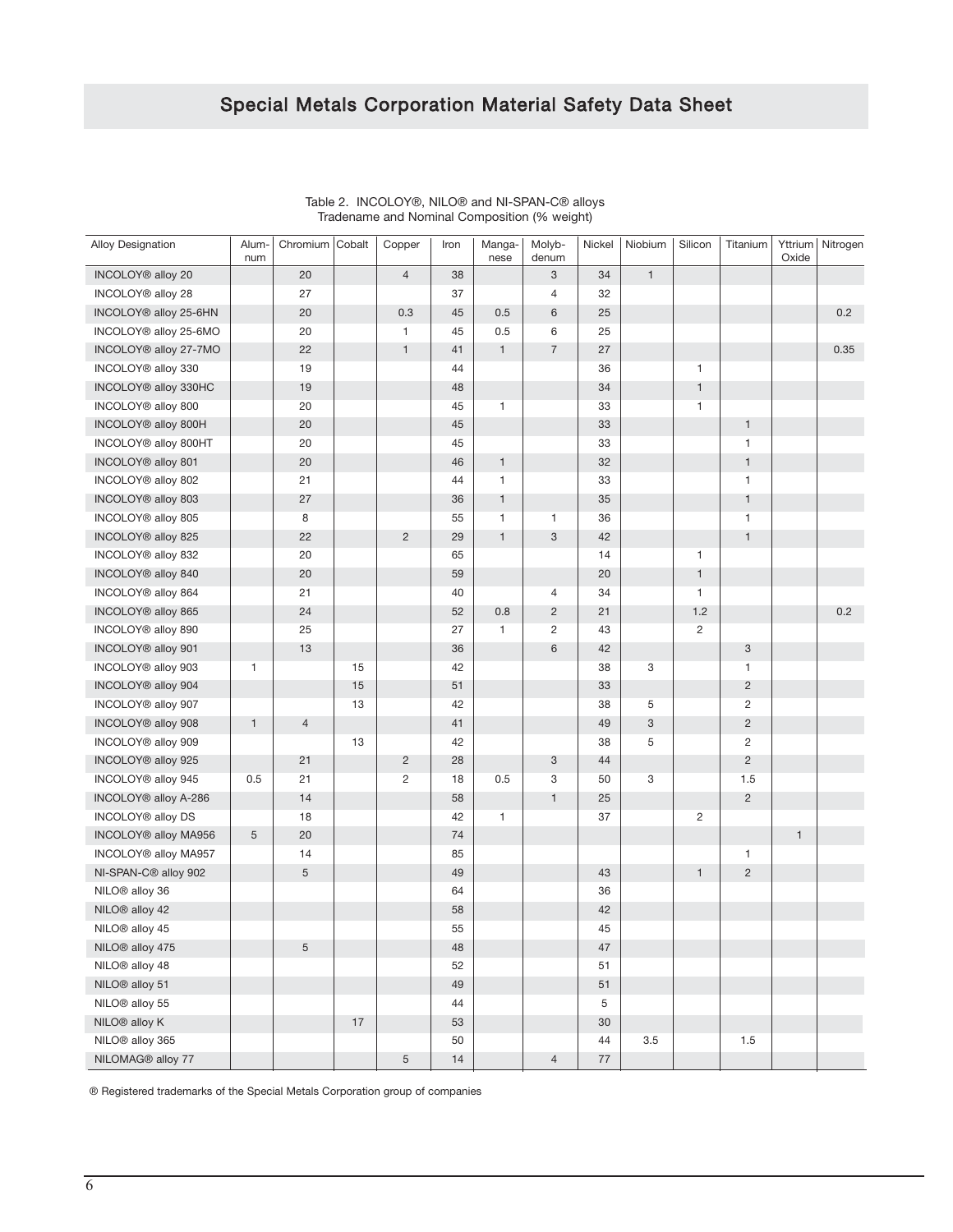## Special Metals Corporation Material Safety Data Sheet

Table 2. INCOLOY®, NILO® and NI-SPAN-C® alloys
Tradename and Nominal Composition (% weight)

| Alloy Designation | Aluminum | Chromium | Cobalt | Copper | Iron | Manganese | Molybdenum | Nickel | Niobium | Silicon | Titanium | Yttrium Oxide | Nitrogen |
|---|---|---|---|---|---|---|---|---|---|---|---|---|---|
| INCOLOY® alloy 20 | | 20 | | 4 | 38 | | 3 | 34 | 1 | | | | |
| INCOLOY® alloy 28 | | 27 | | | 37 | | 4 | 32 | | | | | |
| INCOLOY® alloy 25-6HN | | 20 | | 0.3 | 45 | 0.5 | 6 | 25 | | | | | 0.2 |
| INCOLOY® alloy 25-6MO | | 20 | | 1 | 45 | 0.5 | 6 | 25 | | | | | |
| INCOLOY® alloy 27-7MO | | 22 | | 1 | 41 | 1 | 7 | 27 | | | | | 0.35 |
| INCOLOY® alloy 330 | | 19 | | | 44 | | | 36 | | 1 | | | |
| INCOLOY® alloy 330HC | | 19 | | | 48 | | | 34 | | 1 | | | |
| INCOLOY® alloy 800 | | 20 | | | 45 | 1 | | 33 | | 1 | | | |
| INCOLOY® alloy 800H | | 20 | | | 45 | | | 33 | | | 1 | | |
| INCOLOY® alloy 800HT | | 20 | | | 45 | | | 33 | | | 1 | | |
| INCOLOY® alloy 801 | | 20 | | | 46 | 1 | | 32 | | | 1 | | |
| INCOLOY® alloy 802 | | 21 | | | 44 | 1 | | 33 | | | 1 | | |
| INCOLOY® alloy 803 | | 27 | | | 36 | 1 | | 35 | | | 1 | | |
| INCOLOY® alloy 805 | | 8 | | | 55 | 1 | 1 | 36 | | | 1 | | |
| INCOLOY® alloy 825 | | 22 | | 2 | 29 | 1 | 3 | 42 | | | 1 | | |
| INCOLOY® alloy 832 | | 20 | | | 65 | | | 14 | | 1 | | | |
| INCOLOY® alloy 840 | | 20 | | | 59 | | | 20 | | 1 | | | |
| INCOLOY® alloy 864 | | 21 | | | 40 | | 4 | 34 | | 1 | | | |
| INCOLOY® alloy 865 | | 24 | | | 52 | 0.8 | 2 | 21 | | 1.2 | | | 0.2 |
| INCOLOY® alloy 890 | | 25 | | | 27 | 1 | 2 | 43 | | 2 | | | |
| INCOLOY® alloy 901 | | 13 | | | 36 | | 6 | 42 | | | 3 | | |
| INCOLOY® alloy 903 | 1 | | 15 | | 42 | | | 38 | 3 | | 1 | | |
| INCOLOY® alloy 904 | | | 15 | | 51 | | | 33 | | | 2 | | |
| INCOLOY® alloy 907 | | | 13 | | 42 | | | 38 | 5 | | 2 | | |
| INCOLOY® alloy 908 | 1 | 4 | | | 41 | | | 49 | 3 | | 2 | | |
| INCOLOY® alloy 909 | | | 13 | | 42 | | | 38 | 5 | | 2 | | |
| INCOLOY® alloy 925 | | 21 | | 2 | 28 | | 3 | 44 | | | 2 | | |
| INCOLOY® alloy 945 | 0.5 | 21 | | 2 | 18 | 0.5 | 3 | 50 | 3 | | 1.5 | | |
| INCOLOY® alloy A-286 | | 14 | | | 58 | | 1 | 25 | | | 2 | | |
| INCOLOY® alloy DS | | 18 | | | 42 | 1 | | 37 | | 2 | | | |
| INCOLOY® alloy MA956 | 5 | 20 | | | 74 | | | | | | | 1 | |
| INCOLOY® alloy MA957 | | 14 | | | 85 | | | | | | 1 | | |
| NI-SPAN-C® alloy 902 | | 5 | | | 49 | | | 43 | | 1 | 2 | | |
| NILO® alloy 36 | | | | | 64 | | | 36 | | | | | |
| NILO® alloy 42 | | | | | 58 | | | 42 | | | | | |
| NILO® alloy 45 | | | | | 55 | | | 45 | | | | | |
| NILO® alloy 475 | | 5 | | | 48 | | | 47 | | | | | |
| NILO® alloy 48 | | | | | 52 | | | 51 | | | | | |
| NILO® alloy 51 | | | | | 49 | | | 51 | | | | | |
| NILO® alloy 55 | | | | | 44 | | | 5 | | | | | |
| NILO® alloy K | | | 17 | | 53 | | | 30 | | | | | |
| NILO® alloy 365 | | | | | 50 | | | 44 | 3.5 | | 1.5 | | |
| NILOMAG® alloy 77 | | | | 5 | 14 | | 4 | 77 | | | | | |

® Registered trademarks of the Special Metals Corporation group of companies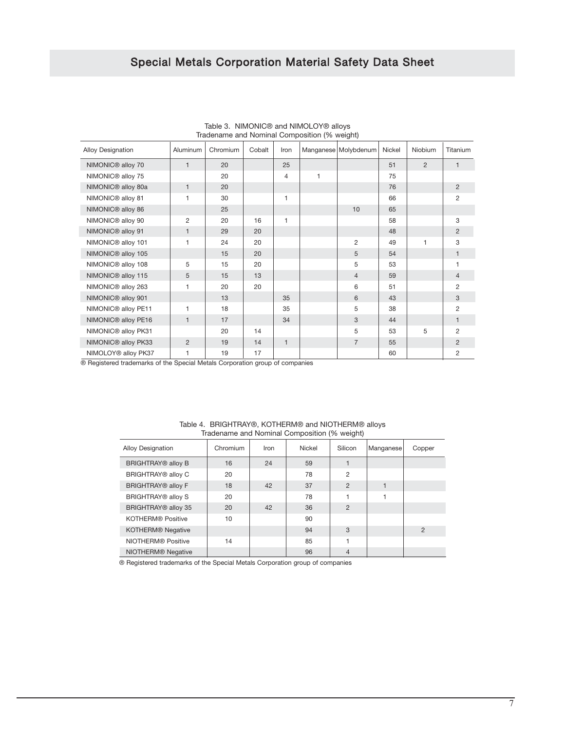# Special Metals Corporation Material Safety Data Sheet

Table 3. NIMONIC® and NIMOLOY® alloys
Tradename and Nominal Composition (% weight)

| Alloy Designation | Aluminum | Chromium | Cobalt | Iron | Manganese | Molybdenum | Nickel | Niobium | Titanium |
|---|---|---|---|---|---|---|---|---|---|
| NIMONIC® alloy 70 | 1 | 20 | | 25 | | | 51 | 2 | 1 |
| NIMONIC® alloy 75 | | 20 | | 4 | 1 | | 75 | | |
| NIMONIC® alloy 80a | 1 | 20 | | | | | 76 | | 2 |
| NIMONIC® alloy 81 | 1 | 30 | | 1 | | | 66 | | 2 |
| NIMONIC® alloy 86 | | 25 | | | | 10 | 65 | | |
| NIMONIC® alloy 90 | 2 | 20 | 16 | 1 | | | 58 | | 3 |
| NIMONIC® alloy 91 | 1 | 29 | 20 | | | | 48 | | 2 |
| NIMONIC® alloy 101 | 1 | 24 | 20 | | | 2 | 49 | 1 | 3 |
| NIMONIC® alloy 105 | | 15 | 20 | | | 5 | 54 | | 1 |
| NIMONIC® alloy 108 | 5 | 15 | 20 | | | 5 | 53 | | 1 |
| NIMONIC® alloy 115 | 5 | 15 | 13 | | | 4 | 59 | | 4 |
| NIMONIC® alloy 263 | 1 | 20 | 20 | | | 6 | 51 | | 2 |
| NIMONIC® alloy 901 | | 13 | | 35 | | 6 | 43 | | 3 |
| NIMONIC® alloy PE11 | 1 | 18 | | 35 | | 5 | 38 | | 2 |
| NIMONIC® alloy PE16 | 1 | 17 | | 34 | | 3 | 44 | | 1 |
| NIMONIC® alloy PK31 | | 20 | 14 | | | 5 | 53 | 5 | 2 |
| NIMONIC® alloy PK33 | 2 | 19 | 14 | 1 | | 7 | 55 | | 2 |
| NIMOLOY® alloy PK37 | 1 | 19 | 17 | | | | 60 | | 2 |

® Registered trademarks of the Special Metals Corporation group of companies

Table 4. BRIGHTRAY®, KOTHERM® and NIOTHERM® alloys
Tradename and Nominal Composition (% weight)

| Alloy Designation | Chromium | Iron | Nickel | Silicon | Manganese | Copper |
|---|---|---|---|---|---|---|
| BRIGHTRAY® alloy B | 16 | 24 | 59 | 1 | | |
| BRIGHTRAY® alloy C | 20 | | 78 | 2 | | |
| BRIGHTRAY® alloy F | 18 | 42 | 37 | 2 | 1 | |
| BRIGHTRAY® alloy S | 20 | | 78 | 1 | 1 | |
| BRIGHTRAY® alloy 35 | 20 | 42 | 36 | 2 | | |
| KOTHERM® Positive | 10 | | 90 | | | |
| KOTHERM® Negative | | | 94 | 3 | | 2 |
| NIOTHERM® Positive | 14 | | 85 | 1 | | |
| NIOTHERM® Negative | | | 96 | 4 | | |

® Registered trademarks of the Special Metals Corporation group of companies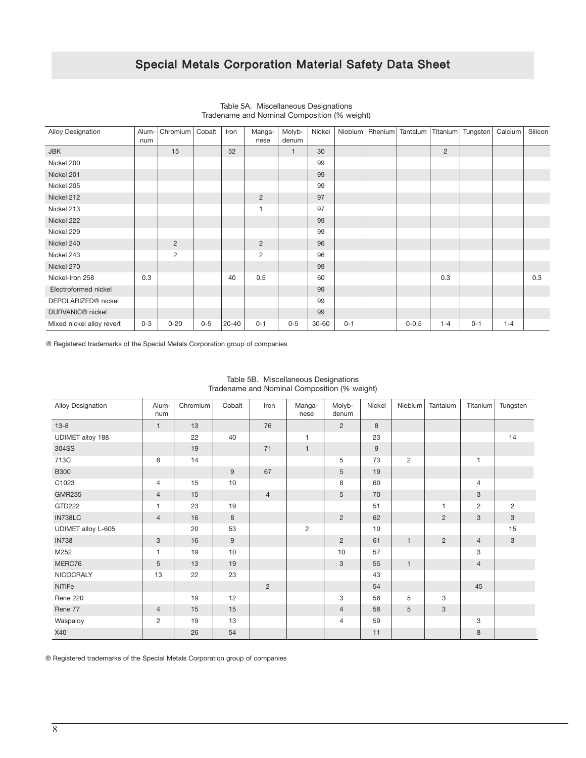Table 5A. Miscellaneous Designations
Tradename and Nominal Composition (% weight)

| Alloy Designation | Aluminum | Chromium | Cobalt | Iron | Manganese | Molybdenum | Nickel | Niobium | Rhenium | Tantalum | Titanium | Tungsten | Calcium | Silicon |
|---|---|---|---|---|---|---|---|---|---|---|---|---|---|---|
| JBK | | 15 | | 52 | | 1 | 30 | | | | 2 | | | |
| Nickel 200 | | | | | | | 99 | | | | | | | |
| Nickel 201 | | | | | | | 99 | | | | | | | |
| Nickel 205 | | | | | | | 99 | | | | | | | |
| Nickel 212 | | | | | 2 | | 97 | | | | | | | |
| Nickel 213 | | | | | 1 | | 97 | | | | | | | |
| Nickel 222 | | | | | | | 99 | | | | | | | |
| Nickel 229 | | | | | | | 99 | | | | | | | |
| Nickel 240 | | 2 | | | 2 | | 96 | | | | | | | |
| Nickel 243 | | 2 | | | 2 | | 96 | | | | | | | |
| Nickel 270 | | | | | | | 99 | | | | | | | |
| Nickel-Iron 258 | 0.3 | | | 40 | 0.5 | | 60 | | | | 0.3 | | | 0.3 |
| Electroformed nickel | | | | | | | 99 | | | | | | | |
| DEPOLARIZED® nickel | | | | | | | 99 | | | | | | | |
| DURVANIC® nickel | | | | | | | 99 | | | | | | | |
| Mixed nickel alloy revert | 0-3 | 0-20 | 0-5 | 20-40 | 0-1 | 0-5 | 30-60 | 0-1 | | 0-0.5 | 1-4 | 0-1 | 1-4 | |

® Registered trademarks of the Special Metals Corporation group of companies

Table 5B. Miscellaneous Designations
Tradename and Nominal Composition (% weight)

| Alloy Designation | Aluminum | Chromium | Cobalt | Iron | Manganese | Molybdenum | Nickel | Niobium | Tantalum | Titanium | Tungsten |
|---|---|---|---|---|---|---|---|---|---|---|---|
| 13-8 | 1 | 13 | | 76 | | 2 | 8 | | | | |
| UDIMET alloy 188 | | 22 | 40 | | 1 | | 23 | | | | 14 |
| 304SS | | 19 | | 71 | 1 | | 9 | | | | |
| 713C | 6 | 14 | | | | 5 | 73 | 2 | | 1 | |
| B300 | | | 9 | 67 | | 5 | 19 | | | | |
| C1023 | 4 | 15 | 10 | | | 8 | 60 | | | 4 | |
| GMR235 | 4 | 15 | | 4 | | 5 | 70 | | | 3 | |
| GTD222 | 1 | 23 | 19 | | | | 51 | | 1 | 2 | 2 |
| IN738LC | 4 | 16 | 8 | | | 2 | 62 | | 2 | 3 | 3 |
| UDIMET alloy L-605 | | 20 | 53 | | 2 | | 10 | | | | 15 |
| IN738 | 3 | 16 | 9 | | | 2 | 61 | 1 | 2 | 4 | 3 |
| M252 | 1 | 19 | 10 | | | 10 | 57 | | | 3 | |
| MERC76 | 5 | 13 | 19 | | | 3 | 55 | 1 | | 4 | |
| NICOCRALY | 13 | 22 | 23 | | | | 43 | | | | |
| NiTiFe | | | | 2 | | | 54 | | | 45 | |
| Rene 220 | | 19 | 12 | | | 3 | 56 | 5 | 3 | | |
| Rene 77 | 4 | 15 | 15 | | | 4 | 58 | 5 | 3 | | |
| Waspaloy | 2 | 19 | 13 | | | 4 | 59 | | | 3 | |
| X40 | | 26 | 54 | | | | 11 | | | 8 | |

® Registered trademarks of the Special Metals Corporation group of companies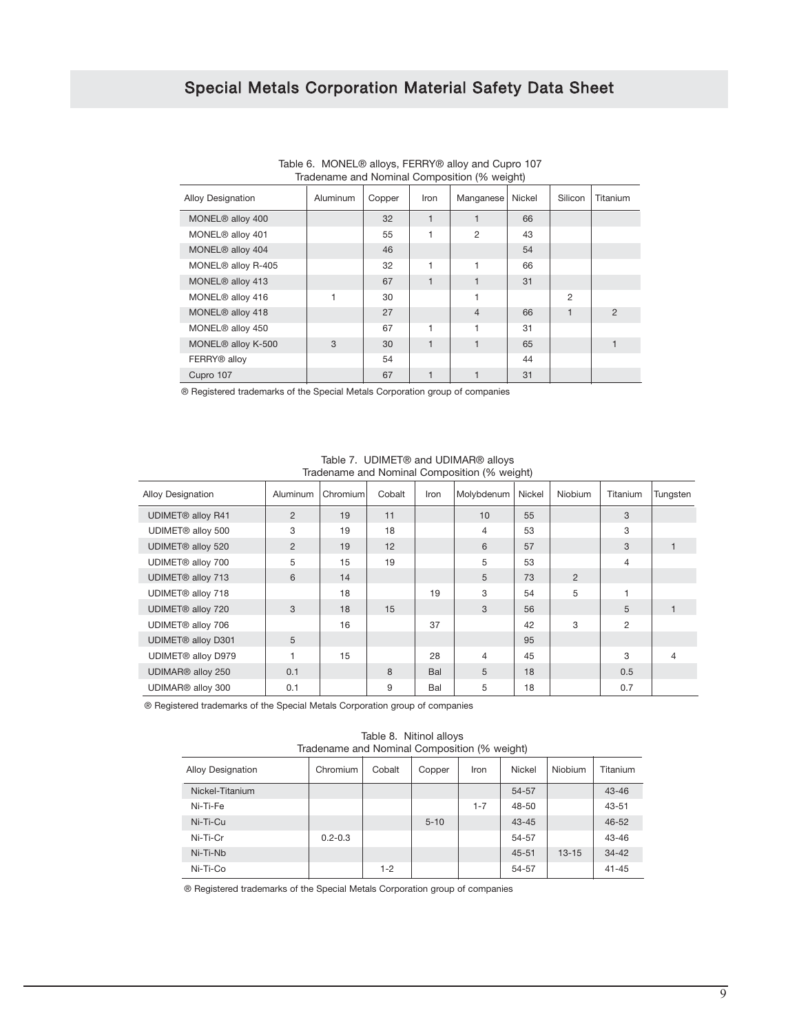Table 6. MONEL® alloys, FERRY® alloy and Cupro 107
Tradename and Nominal Composition (% weight)

| Alloy Designation | Aluminum | Copper | Iron | Manganese | Nickel | Silicon | Titanium |
|---|---|---|---|---|---|---|---|
| MONEL® alloy 400 | | 32 | 1 | 1 | 66 | | |
| MONEL® alloy 401 | | 55 | 1 | 2 | 43 | | |
| MONEL® alloy 404 | | 46 | | | 54 | | |
| MONEL® alloy R-405 | | 32 | 1 | 1 | 66 | | |
| MONEL® alloy 413 | | 67 | 1 | 1 | 31 | | |
| MONEL® alloy 416 | 1 | 30 | | 1 | | 2 | |
| MONEL® alloy 418 | | 27 | | 4 | 66 | 1 | 2 |
| MONEL® alloy 450 | | 67 | 1 | 1 | 31 | | |
| MONEL® alloy K-500 | 3 | 30 | 1 | 1 | 65 | | 1 |
| FERRY® alloy | | 54 | | | 44 | | |
| Cupro 107 | | 67 | 1 | 1 | 31 | | |

® Registered trademarks of the Special Metals Corporation group of companies

Table 7. UDIMET® and UDIMAR® alloys
Tradename and Nominal Composition (% weight)

| Alloy Designation | Aluminum | Chromium | Cobalt | Iron | Molybdenum | Nickel | Niobium | Titanium | Tungsten |
|---|---|---|---|---|---|---|---|---|---|
| UDIMET® alloy R41 | 2 | 19 | 11 | | 10 | 55 | | 3 | |
| UDIMET® alloy 500 | 3 | 19 | 18 | | 4 | 53 | | 3 | |
| UDIMET® alloy 520 | 2 | 19 | 12 | | 6 | 57 | | 3 | 1 |
| UDIMET® alloy 700 | 5 | 15 | 19 | | 5 | 53 | | 4 | |
| UDIMET® alloy 713 | 6 | 14 | | | 5 | 73 | 2 | | |
| UDIMET® alloy 718 | | 18 | | 19 | 3 | 54 | 5 | 1 | |
| UDIMET® alloy 720 | 3 | 18 | 15 | | 3 | 56 | | 5 | 1 |
| UDIMET® alloy 706 | | 16 | | 37 | | 42 | 3 | 2 | |
| UDIMET® alloy D301 | 5 | | | | | 95 | | | |
| UDIMET® alloy D979 | 1 | 15 | | 28 | 4 | 45 | | 3 | 4 |
| UDIMAR® alloy 250 | 0.1 | | 8 | Bal | 5 | 18 | | 0.5 | |
| UDIMAR® alloy 300 | 0.1 | | 9 | Bal | 5 | 18 | | 0.7 | |

® Registered trademarks of the Special Metals Corporation group of companies

Table 8. Nitinol alloys
Tradename and Nominal Composition (% weight)

| Alloy Designation | Chromium | Cobalt | Copper | Iron | Nickel | Niobium | Titanium |
|---|---|---|---|---|---|---|---|
| Nickel-Titanium | | | | | 54-57 | | 43-46 |
| Ni-Ti-Fe | | | | 1-7 | 48-50 | | 43-51 |
| Ni-Ti-Cu | | | 5-10 | | 43-45 | | 46-52 |
| Ni-Ti-Cr | 0.2-0.3 | | | | 54-57 | | 43-46 |
| Ni-Ti-Nb | | | | | 45-51 | 13-15 | 34-42 |
| Ni-Ti-Co | | 1-2 | | | 54-57 | | 41-45 |

® Registered trademarks of the Special Metals Corporation group of companies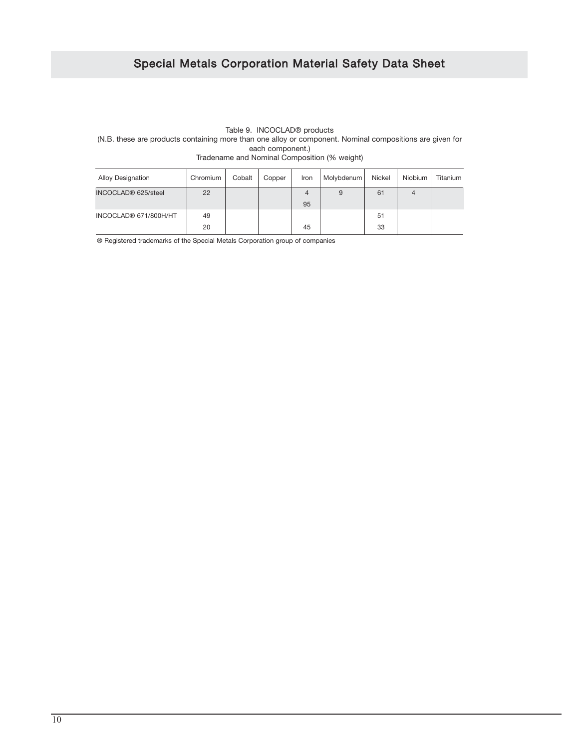Table 9. INCOCLAD® products
(N.B. these are products containing more than one alloy or component. Nominal compositions are given for each component.)
Tradename and Nominal Composition (% weight)

| Alloy Designation | Chromium | Cobalt | Copper | Iron | Molybdenum | Nickel | Niobium | Titanium |
|---|---|---|---|---|---|---|---|---|
| INCOCLAD® 625/steel | 22 | | | 4 | 9 | 61 | 4 | |
| | | | | 95 | | | | |
| INCOCLAD® 671/800H/HT | 49 | | | | | 51 | | |
| | 20 | | | 45 | | 33 | | |

® Registered trademarks of the Special Metals Corporation group of companies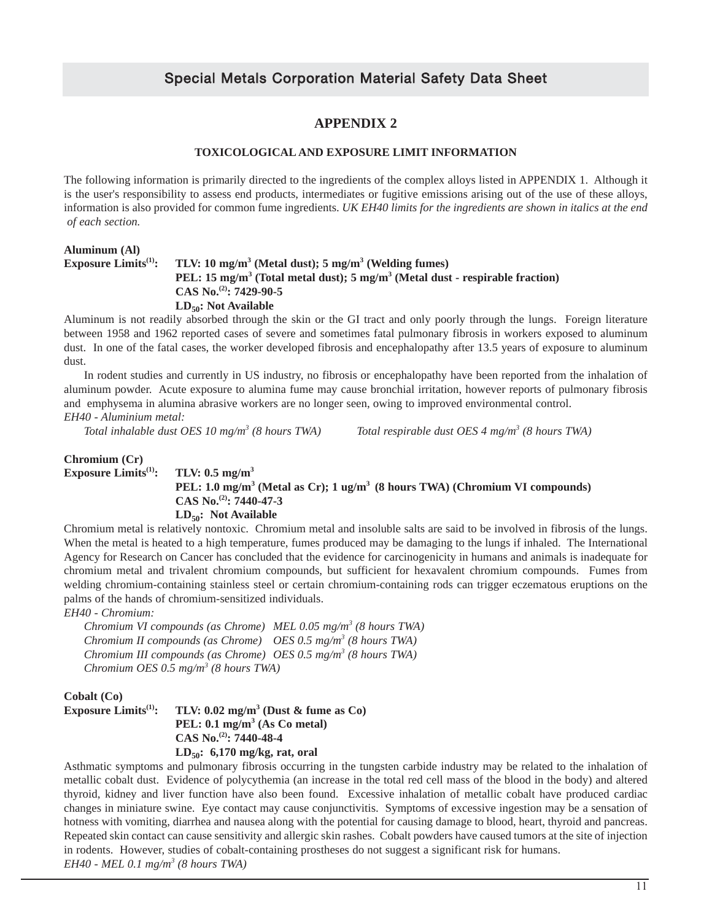## APPENDIX 2

### TOXICOLOGICAL AND EXPOSURE LIMIT INFORMATION

The following information is primarily directed to the ingredients of the complex alloys listed in APPENDIX 1. Although it is the user's responsibility to assess end products, intermediates or fugitive emissions arising out of the use of these alloys, information is also provided for common fume ingredients. *UK EH40 limits for the ingredients are shown in italics at the end of each section.*

**Aluminum (Al)**

**Exposure Limits[1]:** **TLV: 10 mg/$m^3$ (Metal dust); 5 mg/$m^3$ (Welding fumes)**
**PEL: 15 mg/$m^3$ (Total metal dust); 5 mg/$m^3$ (Metal dust - respirable fraction)**
**CAS No.[2]: 7429-90-5**
**$LD_{50}$: Not Available**

Aluminum is not readily absorbed through the skin or the GI tract and only poorly through the lungs. Foreign literature between 1958 and 1962 reported cases of severe and sometimes fatal pulmonary fibrosis in workers exposed to aluminum dust. In one of the fatal cases, the worker developed fibrosis and encephalopathy after 13.5 years of exposure to aluminum dust.

In rodent studies and currently in US industry, no fibrosis or encephalopathy have been reported from the inhalation of aluminum powder. Acute exposure to alumina fume may cause bronchial irritation, however reports of pulmonary fibrosis and emphysema in alumina abrasive workers are no longer seen, owing to improved environmental control.

*EH40 - Aluminium metal:*

*Total inhalable dust OES 10 mg/$m^3$ (8 hours TWA)* *Total respirable dust OES 4 mg/$m^3$ (8 hours TWA)*

**Chromium (Cr)**

**Exposure Limits[1]:** **TLV: 0.5 mg/$m^3$**
**PEL: 1.0 mg/$m^3$ (Metal as Cr); 1 ug/$m^3$ (8 hours TWA) (Chromium VI compounds)**
**CAS No.[2]: 7440-47-3**
**$LD_{50}$: Not Available**

Chromium metal is relatively nontoxic. Chromium metal and insoluble salts are said to be involved in fibrosis of the lungs. When the metal is heated to a high temperature, fumes produced may be damaging to the lungs if inhaled. The International Agency for Research on Cancer has concluded that the evidence for carcinogenicity in humans and animals is inadequate for chromium metal and trivalent chromium compounds, but sufficient for hexavalent chromium compounds. Fumes from welding chromium-containing stainless steel or certain chromium-containing rods can trigger eczematous eruptions on the palms of the hands of chromium-sensitized individuals.

*EH40 - Chromium:*

*Chromium VI compounds (as Chrome) MEL 0.05 mg/$m^3$ (8 hours TWA)*
*Chromium II compounds (as Chrome) OES 0.5 mg/$m^3$ (8 hours TWA)*
*Chromium III compounds (as Chrome) OES 0.5 mg/$m^3$ (8 hours TWA)*
*Chromium OES 0.5 mg/$m^3$ (8 hours TWA)*

**Cobalt (Co)**

**Exposure Limits[1]:** **TLV: 0.02 mg/$m^3$ (Dust & fume as Co)**
**PEL: 0.1 mg/$m^3$ (As Co metal)**
**CAS No.[2]: 7440-48-4**
**$LD_{50}$: 6,170 mg/kg, rat, oral**

Asthmatic symptoms and pulmonary fibrosis occurring in the tungsten carbide industry may be related to the inhalation of metallic cobalt dust. Evidence of polycythemia (an increase in the total red cell mass of the blood in the body) and altered thyroid, kidney and liver function have also been found. Excessive inhalation of metallic cobalt have produced cardiac changes in miniature swine. Eye contact may cause conjunctivitis. Symptoms of excessive ingestion may be a sensation of hotness with vomiting, diarrhea and nausea along with the potential for causing damage to blood, heart, thyroid and pancreas. Repeated skin contact can cause sensitivity and allergic skin rashes. Cobalt powders have caused tumors at the site of injection in rodents. However, studies of cobalt-containing prostheses do not suggest a significant risk for humans.

*EH40 - MEL 0.1 mg/$m^3$ (8 hours TWA)*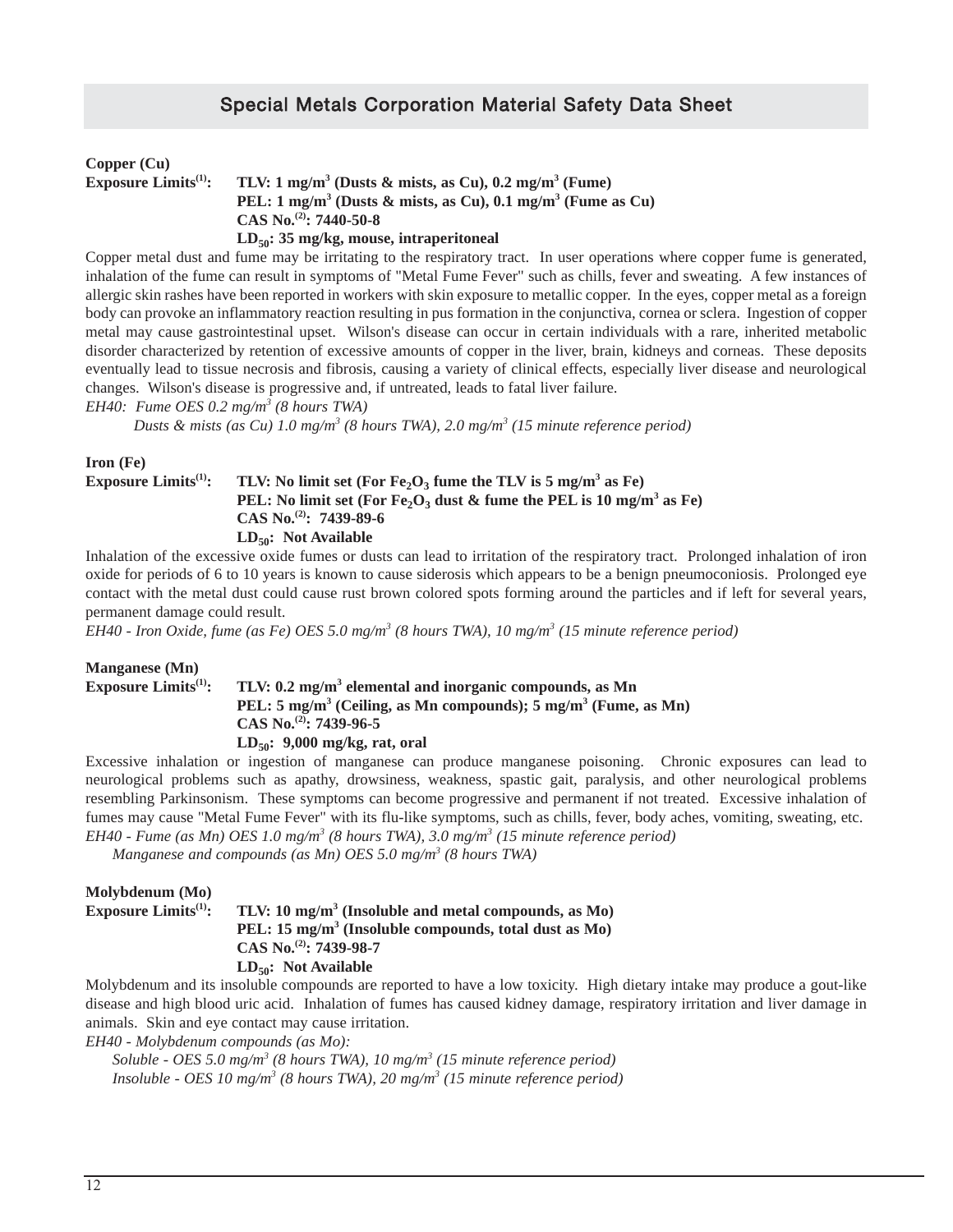## Special Metals Corporation Material Safety Data Sheet

**Copper (Cu)**

**Exposure Limits[1]:** **TLV: 1 mg/m$^3$ (Dusts & mists, as Cu), 0.2 mg/m$^3$ (Fume)**
**PEL: 1 mg/m$^3$ (Dusts & mists, as Cu), 0.1 mg/m$^3$ (Fume as Cu)**
**CAS No.[2]: 7440-50-8**
**$LD_{50}$: 35 mg/kg, mouse, intraperitoneal**

Copper metal dust and fume may be irritating to the respiratory tract. In user operations where copper fume is generated, inhalation of the fume can result in symptoms of "Metal Fume Fever" such as chills, fever and sweating. A few instances of allergic skin rashes have been reported in workers with skin exposure to metallic copper. In the eyes, copper metal as a foreign body can provoke an inflammatory reaction resulting in pus formation in the conjunctiva, cornea or sclera. Ingestion of copper metal may cause gastrointestinal upset. Wilson's disease can occur in certain individuals with a rare, inherited metabolic disorder characterized by retention of excessive amounts of copper in the liver, brain, kidneys and corneas. These deposits eventually lead to tissue necrosis and fibrosis, causing a variety of clinical effects, especially liver disease and neurological changes. Wilson's disease is progressive and, if untreated, leads to fatal liver failure.

*EH40: Fume OES 0.2 mg/m$^3$ (8 hours TWA)*
*Dusts & mists (as Cu) 1.0 mg/m$^3$ (8 hours TWA), 2.0 mg/m$^3$ (15 minute reference period)*

**Iron (Fe)**

**Exposure Limits[1]:** **TLV: No limit set (For $Fe_2O_3$ fume the TLV is 5 mg/m$^3$ as Fe)**
**PEL: No limit set (For $Fe_2O_3$ dust & fume the PEL is 10 mg/m$^3$ as Fe)**
**CAS No.[2]: 7439-89-6**
**$LD_{50}$: Not Available**

Inhalation of the excessive oxide fumes or dusts can lead to irritation of the respiratory tract. Prolonged inhalation of iron oxide for periods of 6 to 10 years is known to cause siderosis which appears to be a benign pneumoconiosis. Prolonged eye contact with the metal dust could cause rust brown colored spots forming around the particles and if left for several years, permanent damage could result.

*EH40 - Iron Oxide, fume (as Fe) OES 5.0 mg/m$^3$ (8 hours TWA), 10 mg/m$^3$ (15 minute reference period)*

**Manganese (Mn)**

**Exposure Limits[1]:** **TLV: 0.2 mg/m$^3$ elemental and inorganic compounds, as Mn**
**PEL: 5 mg/m$^3$ (Ceiling, as Mn compounds); 5 mg/m$^3$ (Fume, as Mn)**
**CAS No.[2]: 7439-96-5**
**$LD_{50}$: 9,000 mg/kg, rat, oral**

Excessive inhalation or ingestion of manganese can produce manganese poisoning. Chronic exposures can lead to neurological problems such as apathy, drowsiness, weakness, spastic gait, paralysis, and other neurological problems resembling Parkinsonism. These symptoms can become progressive and permanent if not treated. Excessive inhalation of fumes may cause "Metal Fume Fever" with its flu-like symptoms, such as chills, fever, body aches, vomiting, sweating, etc.

*EH40 - Fume (as Mn) OES 1.0 mg/m$^3$ (8 hours TWA), 3.0 mg/m$^3$ (15 minute reference period)*
*Manganese and compounds (as Mn) OES 5.0 mg/m$^3$ (8 hours TWA)*

**Molybdenum (Mo)**

**Exposure Limits[1]:** **TLV: 10 mg/m$^3$ (Insoluble and metal compounds, as Mo)**
**PEL: 15 mg/m$^3$ (Insoluble compounds, total dust as Mo)**
**CAS No.[2]: 7439-98-7**
**$LD_{50}$: Not Available**

Molybdenum and its insoluble compounds are reported to have a low toxicity. High dietary intake may produce a gout-like disease and high blood uric acid. Inhalation of fumes has caused kidney damage, respiratory irritation and liver damage in animals. Skin and eye contact may cause irritation.

*EH40 - Molybdenum compounds (as Mo):*
*Soluble - OES 5.0 mg/m$^3$ (8 hours TWA), 10 mg/m$^3$ (15 minute reference period)*
*Insoluble - OES 10 mg/m$^3$ (8 hours TWA), 20 mg/m$^3$ (15 minute reference period)*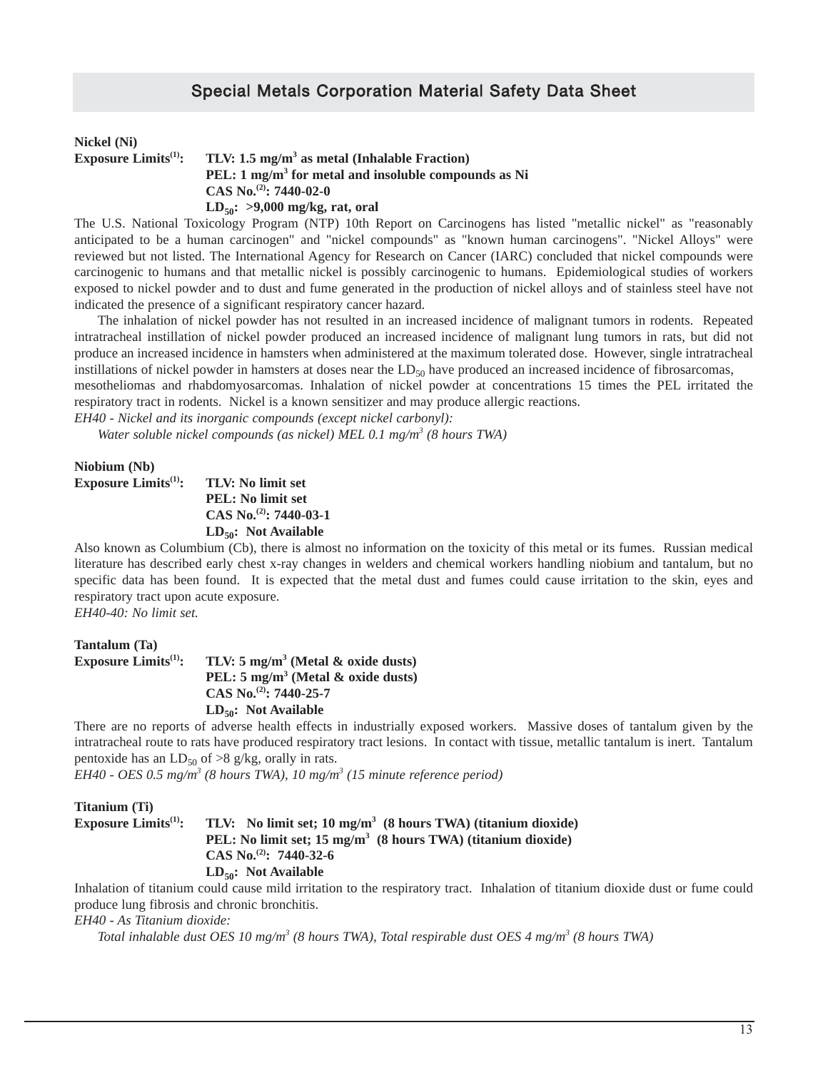## Special Metals Corporation Material Safety Data Sheet

**Nickel (Ni)**

**Exposure Limits[(1)]:** **TLV: 1.5 mg/m$^3$ as metal (Inhalable Fraction)**
**PEL: 1 mg/m$^3$ for metal and insoluble compounds as Ni**
**CAS No.[(2)]: 7440-02-0**
**$LD_{50}$: >9,000 mg/kg, rat, oral**

The U.S. National Toxicology Program (NTP) 10th Report on Carcinogens has listed "metallic nickel" as "reasonably anticipated to be a human carcinogen" and "nickel compounds" as "known human carcinogens". "Nickel Alloys" were reviewed but not listed. The International Agency for Research on Cancer (IARC) concluded that nickel compounds were carcinogenic to humans and that metallic nickel is possibly carcinogenic to humans. Epidemiological studies of workers exposed to nickel powder and to dust and fume generated in the production of nickel alloys and of stainless steel have not indicated the presence of a significant respiratory cancer hazard.

The inhalation of nickel powder has not resulted in an increased incidence of malignant tumors in rodents. Repeated intratracheal instillation of nickel powder produced an increased incidence of malignant lung tumors in rats, but did not produce an increased incidence in hamsters when administered at the maximum tolerated dose. However, single intratracheal instillations of nickel powder in hamsters at doses near the $LD_{50}$ have produced an increased incidence of fibrosarcomas, mesotheliomas and rhabdomyosarcomas. Inhalation of nickel powder at concentrations 15 times the PEL irritated the respiratory tract in rodents. Nickel is a known sensitizer and may produce allergic reactions.

*EH40 - Nickel and its inorganic compounds (except nickel carbonyl):*

*Water soluble nickel compounds (as nickel) MEL 0.1 mg/m$^3$ (8 hours TWA)*

**Niobium (Nb)**

**Exposure Limits[(1)]:** **TLV: No limit set**
**PEL: No limit set**
**CAS No.[(2)]: 7440-03-1**
**$LD_{50}$: Not Available**

Also known as Columbium (Cb), there is almost no information on the toxicity of this metal or its fumes. Russian medical literature has described early chest x-ray changes in welders and chemical workers handling niobium and tantalum, but no specific data has been found. It is expected that the metal dust and fumes could cause irritation to the skin, eyes and respiratory tract upon acute exposure.

*EH40-40: No limit set.*

**Tantalum (Ta)**

**Exposure Limits[(1)]:** **TLV: 5 mg/m$^3$ (Metal & oxide dusts)**
**PEL: 5 mg/m$^3$ (Metal & oxide dusts)**
**CAS No.[(2)]: 7440-25-7**
**$LD_{50}$: Not Available**

There are no reports of adverse health effects in industrially exposed workers. Massive doses of tantalum given by the intratracheal route to rats have produced respiratory tract lesions. In contact with tissue, metallic tantalum is inert. Tantalum pentoxide has an $LD_{50}$ of >8 g/kg, orally in rats.

*EH40 - OES 0.5 mg/m$^3$ (8 hours TWA), 10 mg/m$^3$ (15 minute reference period)*

**Titanium (Ti)**

**Exposure Limits[(1)]:** **TLV: No limit set; 10 mg/m$^3$ (8 hours TWA) (titanium dioxide)**
**PEL: No limit set; 15 mg/m$^3$ (8 hours TWA) (titanium dioxide)**
**CAS No.[(2)]: 7440-32-6**
**$LD_{50}$: Not Available**

Inhalation of titanium could cause mild irritation to the respiratory tract. Inhalation of titanium dioxide dust or fume could produce lung fibrosis and chronic bronchitis.

*EH40 - As Titanium dioxide:*

*Total inhalable dust OES 10 mg/m$^3$ (8 hours TWA), Total respirable dust OES 4 mg/m$^3$ (8 hours TWA)*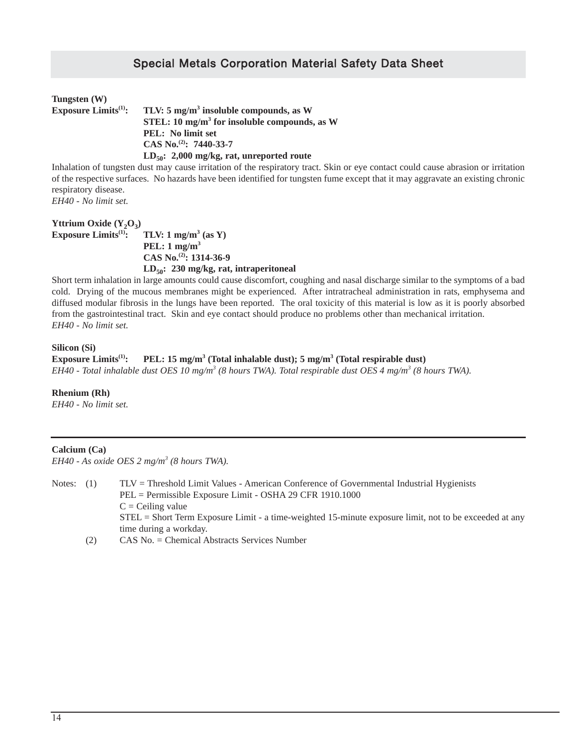# Special Metals Corporation Material Safety Data Sheet

**Tungsten (W)**

**Exposure Limits[1]:** **TLV: 5 mg/m$^3$ insoluble compounds, as W**
**STEL: 10 mg/m$^3$ for insoluble compounds, as W**
**PEL: No limit set**
**CAS No.[2]: 7440-33-7**
**$LD_{50}$: 2,000 mg/kg, rat, unreported route**

Inhalation of tungsten dust may cause irritation of the respiratory tract. Skin or eye contact could cause abrasion or irritation of the respective surfaces. No hazards have been identified for tungsten fume except that it may aggravate an existing chronic respiratory disease.
*EH40 - No limit set.*

**Yttrium Oxide ($Y_2O_3$)**

**Exposure Limits[1]:** **TLV: 1 mg/m$^3$ (as Y)**
**PEL: 1 mg/m$^3$**
**CAS No.[2]: 1314-36-9**
**$LD_{50}$: 230 mg/kg, rat, intraperitoneal**

Short term inhalation in large amounts could cause discomfort, coughing and nasal discharge similar to the symptoms of a bad cold. Drying of the mucous membranes might be experienced. After intratracheal administration in rats, emphysema and diffused modular fibrosis in the lungs have been reported. The oral toxicity of this material is low as it is poorly absorbed from the gastrointestinal tract. Skin and eye contact should produce no problems other than mechanical irritation.
*EH40 - No limit set.*

**Silicon (Si)**

**Exposure Limits[1]:** **PEL: 15 mg/m$^3$ (Total inhalable dust); 5 mg/m$^3$ (Total respirable dust)**
*EH40 - Total inhalable dust OES 10 mg/m$^3$ (8 hours TWA). Total respirable dust OES 4 mg/m$^3$ (8 hours TWA).*

**Rhenium (Rh)**
*EH40 - No limit set.*

---

**Calcium (Ca)**
*EH40 - As oxide OES 2 mg/m$^3$ (8 hours TWA).*

Notes: (1) TLV = Threshold Limit Values - American Conference of Governmental Industrial Hygienists
PEL = Permissible Exposure Limit - OSHA 29 CFR 1910.1000
C = Ceiling value
STEL = Short Term Exposure Limit - a time-weighted 15-minute exposure limit, not to be exceeded at any time during a workday.

(2) CAS No. = Chemical Abstracts Services Number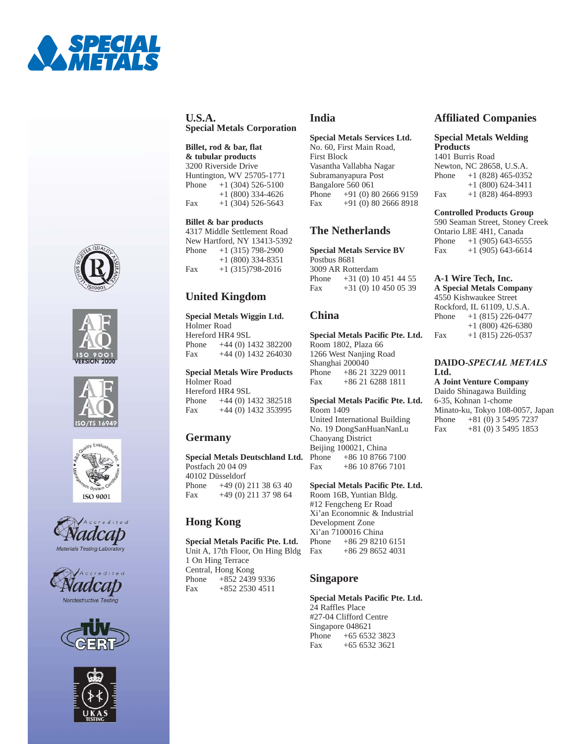SPECIAL METALS

## U.S.A.

### Special Metals Corporation

**Billet, rod & bar, flat & tubular products**
3200 Riverside Drive
Huntington, WV 25705-1771
Phone +1 (304) 526-5100
+1 (800) 334-4626
Fax +1 (304) 526-5643

**Billet & bar products**
4317 Middle Settlement Road
New Hartford, NY 13413-5392
Phone +1 (315) 798-2900
+1 (800) 334-8351
Fax +1 (315)798-2016

## United Kingdom

**Special Metals Wiggin Ltd.**
Holmer Road
Hereford HR4 9SL
Phone +44 (0) 1432 382200
Fax +44 (0) 1432 264030

**Special Metals Wire Products**
Holmer Road
Hereford HR4 9SL
Phone +44 (0) 1432 382518
Fax +44 (0) 1432 353995

## Germany

**Special Metals Deutschland Ltd.**
Postfach 20 04 09
40102 Düsseldorf
Phone +49 (0) 211 38 63 40
Fax +49 (0) 211 37 98 64

## Hong Kong

**Special Metals Pacific Pte. Ltd.**
Unit A, 17th Floor, On Hing Bldg
1 On Hing Terrace
Central, Hong Kong
Phone +852 2439 9336
Fax +852 2530 4511

## India

**Special Metals Services Ltd.**
No. 60, First Main Road,
First Block
Vasantha Vallabha Nagar
Subramanyapura Post
Bangalore 560 061
Phone +91 (0) 80 2666 9159
Fax +91 (0) 80 2666 8918

## The Netherlands

**Special Metals Service BV**
Postbus 8681
3009 AR Rotterdam
Phone +31 (0) 10 451 44 55
Fax +31 (0) 10 450 05 39

## China

**Special Metals Pacific Pte. Ltd.**
Room 1802, Plaza 66
1266 West Nanjing Road
Shanghai 200040
Phone +86 21 3229 0011
Fax +86 21 6288 1811

**Special Metals Pacific Pte. Ltd.**
Room 1409
United International Building
No. 19 DongSanHuanNanLu
Chaoyang District
Beijing 100021, China
Phone +86 10 8766 7100
Fax +86 10 8766 7101

**Special Metals Pacific Pte. Ltd.**
Room 16B, Yuntian Bldg.
#12 Fengcheng Er Road
Xi'an Economic & Industrial Development Zone
Xi'an 7100016 China
Phone +86 29 8210 6151
Fax +86 29 8652 4031

## Singapore

**Special Metals Pacific Pte. Ltd.**
24 Raffles Place
#27-04 Clifford Centre
Singapore 048621
Phone +65 6532 3823
Fax +65 6532 3621

## Affiliated Companies

**Special Metals Welding Products**
1401 Burris Road
Newton, NC 28658, U.S.A.
Phone +1 (828) 465-0352
+1 (800) 624-3411
Fax +1 (828) 464-8993

**Controlled Products Group**
590 Seaman Street, Stoney Creek
Ontario L8E 4H1, Canada
Phone +1 (905) 643-6555
Fax +1 (905) 643-6614

**A-1 Wire Tech, Inc.**
**A Special Metals Company**
4550 Kishwaukee Street
Rockford, IL 61109, U.S.A.
Phone +1 (815) 226-0477
+1 (800) 426-6380
Fax +1 (815) 226-0537

**DAIDO-*SPECIAL METALS* Ltd.**
**A Joint Venture Company**
Daido Shinagawa Building
6-35, Kohnan 1-chome
Minato-ku, Tokyo 108-0057, Japan
Phone +81 (0) 3 5495 7237
Fax +81 (0) 3 5495 1853